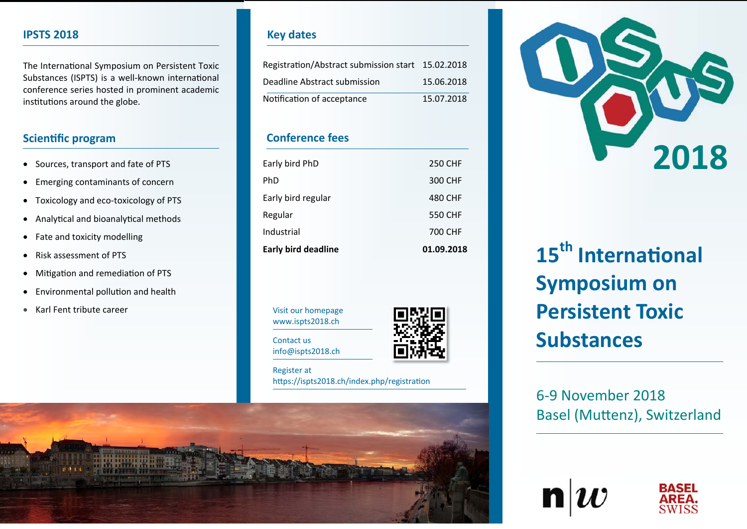## IPSTS 2018

The International Symposium on Persistent Toxic Substances (ISPTS) is a well-known international conference series hosted in prominent academic institutions around the globe.

## Scientific program

- Sources, transport and fate of PTS
- Emerging contaminants of concern
- Toxicology and eco-toxicology of PTS
- Analytical and bioanalytical methods
- Fate and toxicity modelling
- Risk assessment of PTS
- Mitigation and remediation of PTS
- Environmental pollution and health
- Karl Fent tribute career

## Key dates

| | |
|---|---|
| Registration/Abstract submission start | 15.02.2018 |
| Deadline Abstract submission | 15.06.2018 |
| Notification of acceptance | 15.07.2018 |

## Conference fees

| | |
|---|---|
| Early bird PhD | 250 CHF |
| PhD | 300 CHF |
| Early bird regular | 480 CHF |
| Regular | 550 CHF |
| Industrial | 700 CHF |
| **Early bird deadline** | **01.09.2018** |

Visit our homepage
www.ispts2018.ch

Contact us
info@ispts2018.ch

Register at
https://ispts2018.ch/index.php/registration

2018

# 15th International Symposium on Persistent Toxic Substances

6-9 November 2018
Basel (Muttenz), Switzerland

n|w

BASEL AREA. SWISS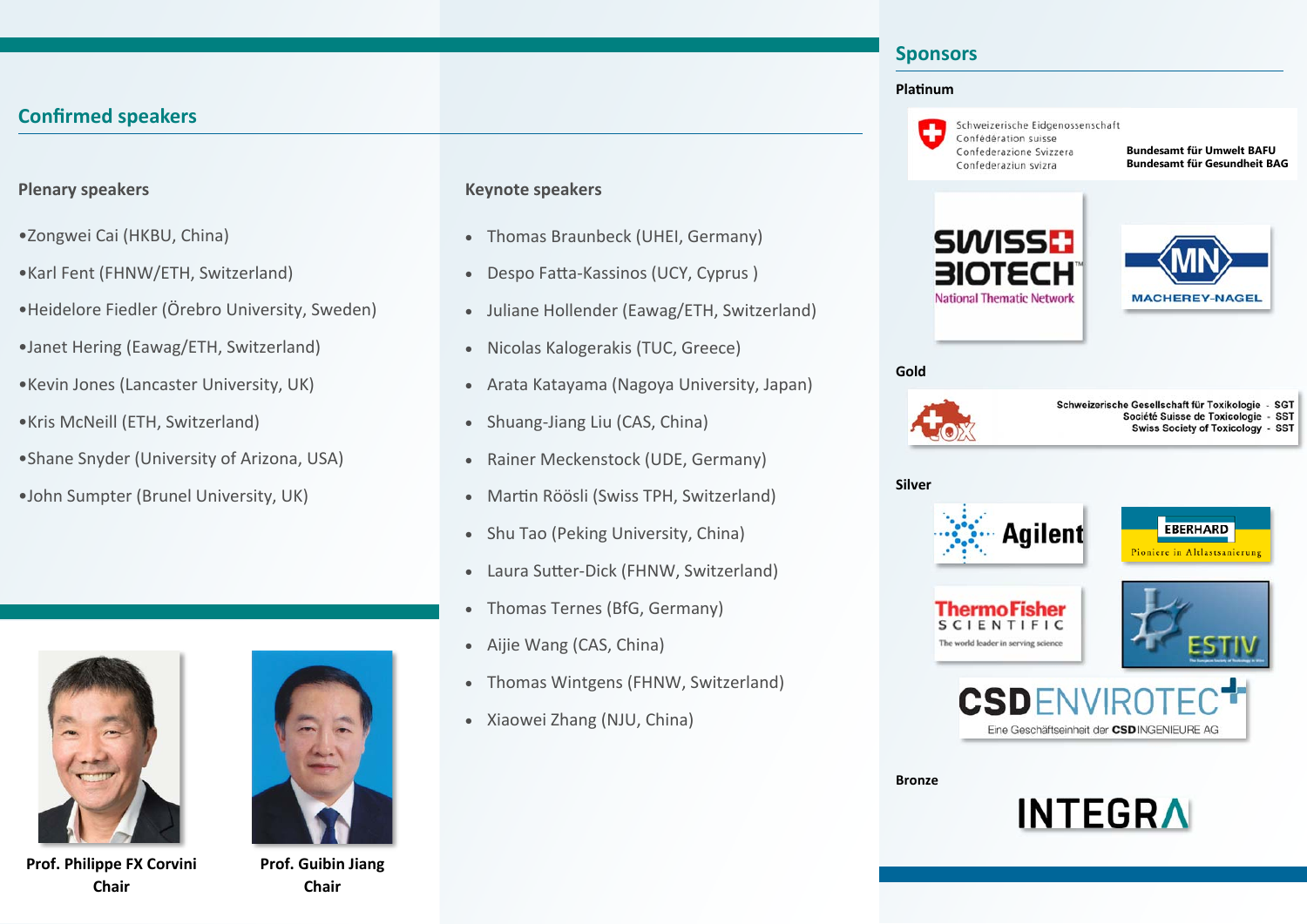## Confirmed speakers

### Plenary speakers

- Zongwei Cai (HKBU, China)
- Karl Fent (FHNW/ETH, Switzerland)
- Heidelore Fiedler (Örebro University, Sweden)
- Janet Hering (Eawag/ETH, Switzerland)
- Kevin Jones (Lancaster University, UK)
- Kris McNeill (ETH, Switzerland)
- Shane Snyder (University of Arizona, USA)
- John Sumpter (Brunel University, UK)

### Keynote speakers

- Thomas Braunbeck (UHEI, Germany)
- Despo Fatta-Kassinos (UCY, Cyprus )
- Juliane Hollender (Eawag/ETH, Switzerland)
- Nicolas Kalogerakis (TUC, Greece)
- Arata Katayama (Nagoya University, Japan)
- Shuang-Jiang Liu (CAS, China)
- Rainer Meckenstock (UDE, Germany)
- Martin Röösli (Swiss TPH, Switzerland)
- Shu Tao (Peking University, China)
- Laura Sutter-Dick (FHNW, Switzerland)
- Thomas Ternes (BfG, Germany)
- Aijie Wang (CAS, China)
- Thomas Wintgens (FHNW, Switzerland)
- Xiaowei Zhang (NJU, China)

**Prof. Philippe FX Corvini**
**Chair**

**Prof. Guibin Jiang**
**Chair**

## Sponsors

**Platinum**

Schweizerische Eidgenossenschaft
Confédération suisse
Confederazione Svizzera
Confederaziun svizra

**Bundesamt für Umwelt BAFU**
**Bundesamt für Gesundheit BAG**

SWISS BIOTECH™ National Thematic Network

MACHEREY-NAGEL

**Gold**

Schweizerische Gesellschaft für Toxikologie - SGT
Société Suisse de Toxicologie - SST
Swiss Society of Toxicology - SST

**Silver**

Agilent

EBERHARD Pioniere in Altlastsanierung

ThermoFisher SCIENTIFIC The world leader in serving science

ESTIV

CSD ENVIROTEC Eine Geschäftseinheit der CSD INGENIEURE AG

**Bronze**

INTEGRA